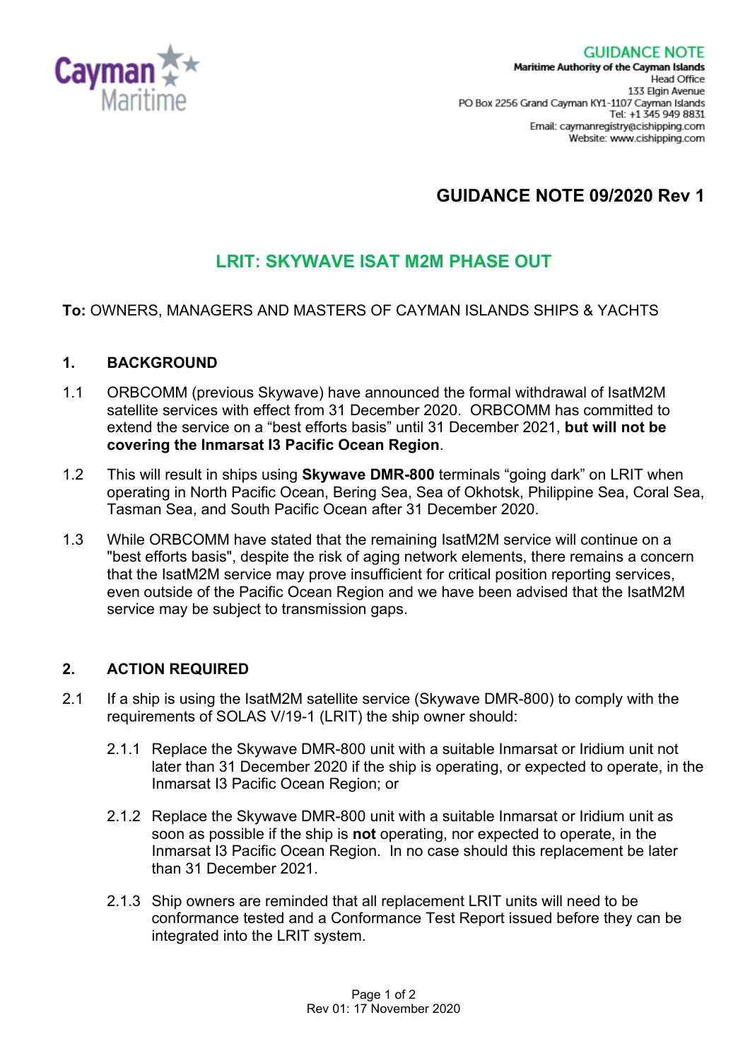Cayman Maritime

**GUIDANCE NOTE**
**Maritime Authority of the Cayman Islands**
Head Office
133 Elgin Avenue
PO Box 2256 Grand Cayman KY1-1107 Cayman Islands
Tel: +1 345 949 8831
Email: caymanregistry@cishipping.com
Website: www.cishipping.com

# GUIDANCE NOTE 09/2020 Rev 1

## LRIT: SKYWAVE ISAT M2M PHASE OUT

**To:** OWNERS, MANAGERS AND MASTERS OF CAYMAN ISLANDS SHIPS & YACHTS

### 1. BACKGROUND

1.1 ORBCOMM (previous Skywave) have announced the formal withdrawal of IsatM2M satellite services with effect from 31 December 2020. ORBCOMM has committed to extend the service on a "best efforts basis" until 31 December 2021, **but will not be covering the Inmarsat I3 Pacific Ocean Region**.

1.2 This will result in ships using **Skywave DMR-800** terminals "going dark" on LRIT when operating in North Pacific Ocean, Bering Sea, Sea of Okhotsk, Philippine Sea, Coral Sea, Tasman Sea, and South Pacific Ocean after 31 December 2020.

1.3 While ORBCOMM have stated that the remaining IsatM2M service will continue on a "best efforts basis", despite the risk of aging network elements, there remains a concern that the IsatM2M service may prove insufficient for critical position reporting services, even outside of the Pacific Ocean Region and we have been advised that the IsatM2M service may be subject to transmission gaps.

### 2. ACTION REQUIRED

2.1 If a ship is using the IsatM2M satellite service (Skywave DMR-800) to comply with the requirements of SOLAS V/19-1 (LRIT) the ship owner should:

2.1.1 Replace the Skywave DMR-800 unit with a suitable Inmarsat or Iridium unit not later than 31 December 2020 if the ship is operating, or expected to operate, in the Inmarsat I3 Pacific Ocean Region; or

2.1.2 Replace the Skywave DMR-800 unit with a suitable Inmarsat or Iridium unit as soon as possible if the ship is **not** operating, nor expected to operate, in the Inmarsat I3 Pacific Ocean Region. In no case should this replacement be later than 31 December 2021.

2.1.3 Ship owners are reminded that all replacement LRIT units will need to be conformance tested and a Conformance Test Report issued before they can be integrated into the LRIT system.

Rev 01: 17 November 2020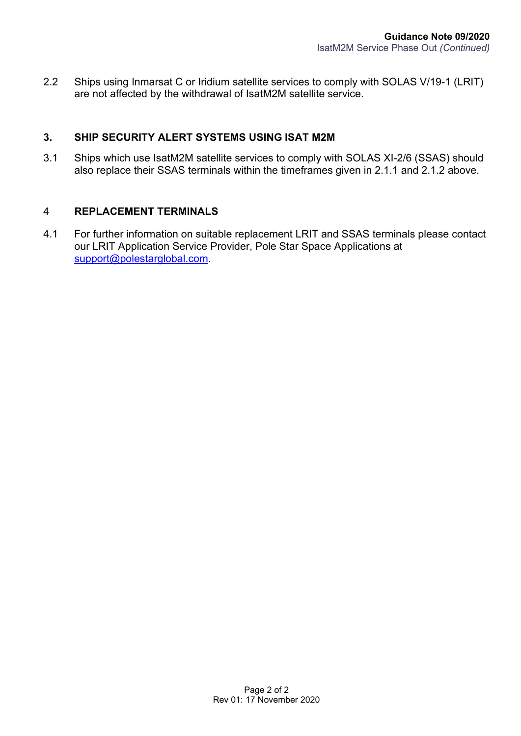2.2 Ships using Inmarsat C or Iridium satellite services to comply with SOLAS V/19-1 (LRIT) are not affected by the withdrawal of IsatM2M satellite service.

## 3. SHIP SECURITY ALERT SYSTEMS USING ISAT M2M

3.1 Ships which use IsatM2M satellite services to comply with SOLAS XI-2/6 (SSAS) should also replace their SSAS terminals within the timeframes given in 2.1.1 and 2.1.2 above.

## 4 REPLACEMENT TERMINALS

4.1 For further information on suitable replacement LRIT and SSAS terminals please contact our LRIT Application Service Provider, Pole Star Space Applications at support@polestarglobal.com.